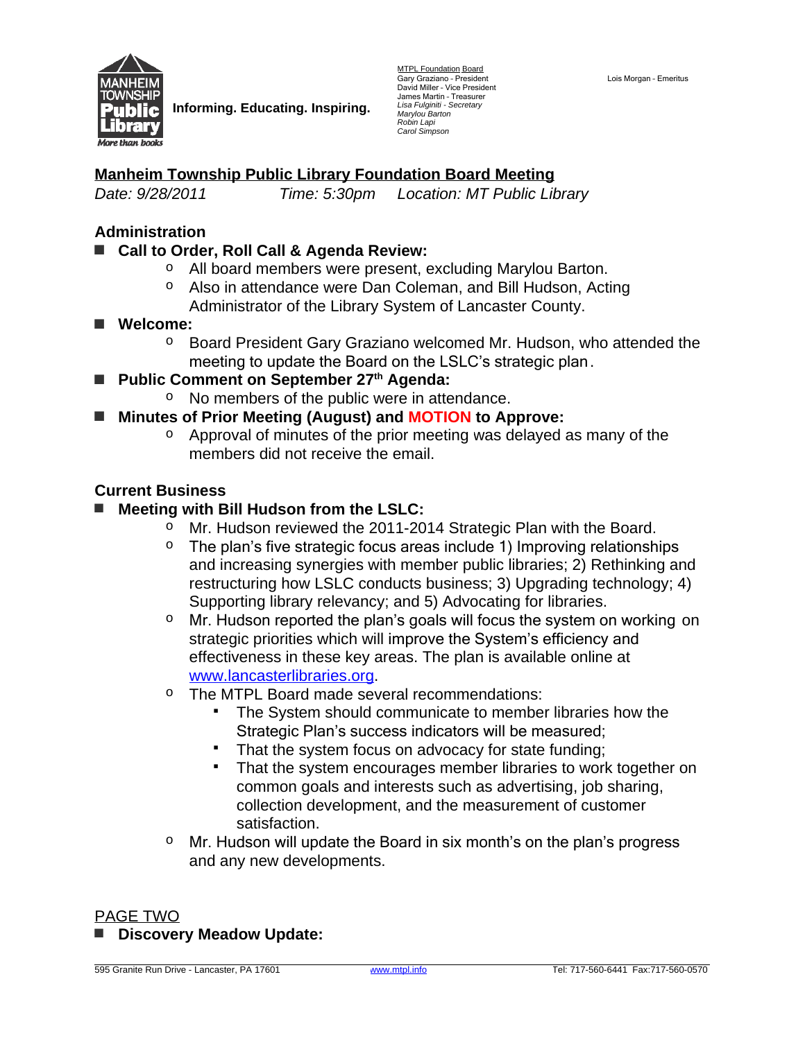Informing. Educating. Inspiring.

MTPL Foundation Board
Gary Graziano - President
David Miller - Vice President
James Martin - Treasurer
*Lisa Fulginiti - Secretary*
*Marylou Barton*
*Robin Lapi*
*Carol Simpson*

Lois Morgan - Emeritus

# Manheim Township Public Library Foundation Board Meeting

*Date: 9/28/2011* *Time: 5:30pm* *Location: MT Public Library*

## Administration

- **Call to Order, Roll Call & Agenda Review:**
  - All board members were present, excluding Marylou Barton.
  - Also in attendance were Dan Coleman, and Bill Hudson, Acting Administrator of the Library System of Lancaster County.
- **Welcome:**
  - Board President Gary Graziano welcomed Mr. Hudson, who attended the meeting to update the Board on the LSLC's strategic plan.
- **Public Comment on September 27th Agenda:**
  - No members of the public were in attendance.
- **Minutes of Prior Meeting (August) and MOTION to Approve:**
  - Approval of minutes of the prior meeting was delayed as many of the members did not receive the email.

## Current Business

- **Meeting with Bill Hudson from the LSLC:**
  - Mr. Hudson reviewed the 2011-2014 Strategic Plan with the Board.
  - The plan's five strategic focus areas include 1) Improving relationships and increasing synergies with member public libraries; 2) Rethinking and restructuring how LSLC conducts business; 3) Upgrading technology; 4) Supporting library relevancy; and 5) Advocating for libraries.
  - Mr. Hudson reported the plan's goals will focus the system on working on strategic priorities which will improve the System's efficiency and effectiveness in these key areas. The plan is available online at www.lancasterlibraries.org.
  - The MTPL Board made several recommendations:
    - The System should communicate to member libraries how the Strategic Plan's success indicators will be measured;
    - That the system focus on advocacy for state funding;
    - That the system encourages member libraries to work together on common goals and interests such as advertising, job sharing, collection development, and the measurement of customer satisfaction.
  - Mr. Hudson will update the Board in six month's on the plan's progress and any new developments.

PAGE TWO

- **Discovery Meadow Update:**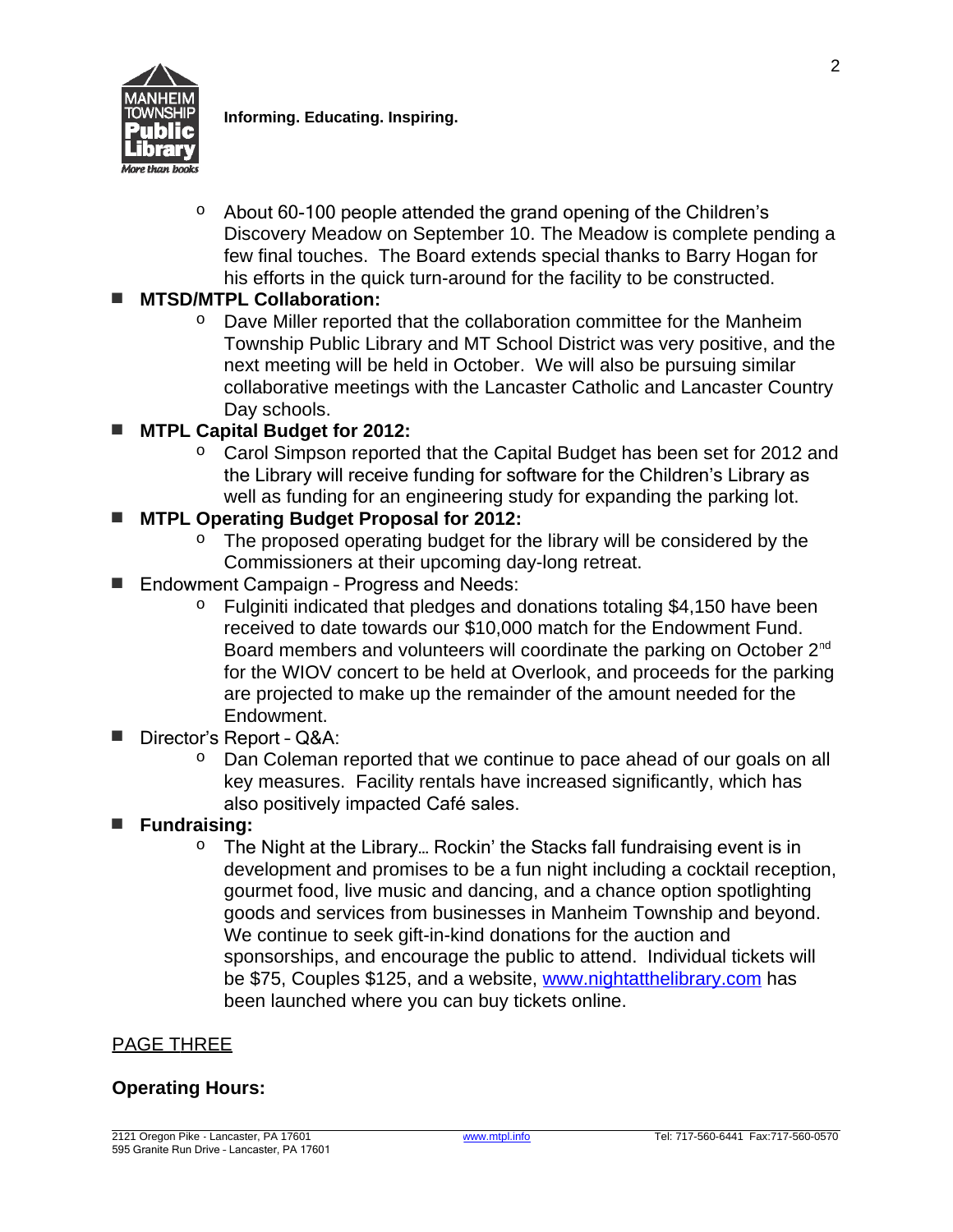**Informing. Educating. Inspiring.**

- About 60-100 people attended the grand opening of the Children's Discovery Meadow on September 10. The Meadow is complete pending a few final touches. The Board extends special thanks to Barry Hogan for his efforts in the quick turn-around for the facility to be constructed.

- **MTSD/MTPL Collaboration:**
  - Dave Miller reported that the collaboration committee for the Manheim Township Public Library and MT School District was very positive, and the next meeting will be held in October. We will also be pursuing similar collaborative meetings with the Lancaster Catholic and Lancaster Country Day schools.
- **MTPL Capital Budget for 2012:**
  - Carol Simpson reported that the Capital Budget has been set for 2012 and the Library will receive funding for software for the Children's Library as well as funding for an engineering study for expanding the parking lot.
- **MTPL Operating Budget Proposal for 2012:**
  - The proposed operating budget for the library will be considered by the Commissioners at their upcoming day-long retreat.
- Endowment Campaign – Progress and Needs:
  - Fulginiti indicated that pledges and donations totaling $4,150 have been received to date towards our $10,000 match for the Endowment Fund. Board members and volunteers will coordinate the parking on October 2nd for the WIOV concert to be held at Overlook, and proceeds for the parking are projected to make up the remainder of the amount needed for the Endowment.
- Director's Report – Q&A:
  - Dan Coleman reported that we continue to pace ahead of our goals on all key measures. Facility rentals have increased significantly, which has also positively impacted Café sales.
- **Fundraising:**
  - The Night at the Library… Rockin' the Stacks fall fundraising event is in development and promises to be a fun night including a cocktail reception, gourmet food, live music and dancing, and a chance option spotlighting goods and services from businesses in Manheim Township and beyond. We continue to seek gift-in-kind donations for the auction and sponsorships, and encourage the public to attend. Individual tickets will be $75, Couples $125, and a website, www.nightatthelibrary.com has been launched where you can buy tickets online.

PAGE THREE

**Operating Hours:**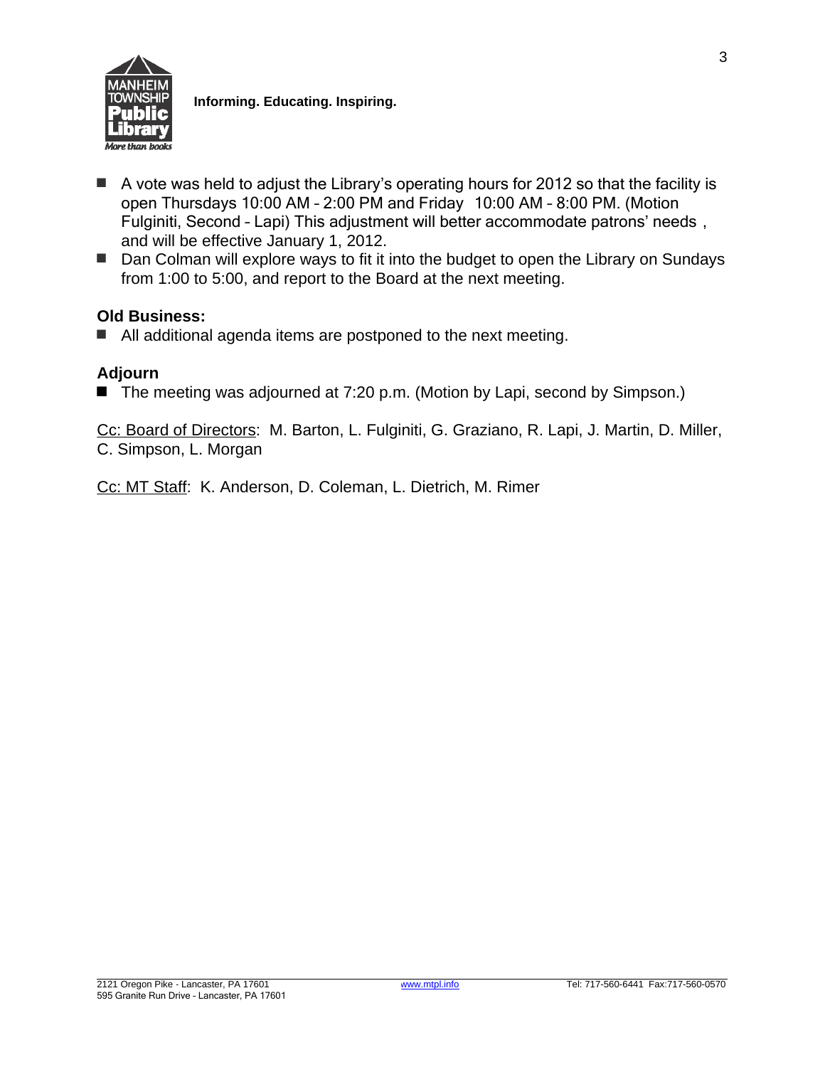Informing. Educating. Inspiring.

- A vote was held to adjust the Library's operating hours for 2012 so that the facility is open Thursdays 10:00 AM – 2:00 PM and Friday 10:00 AM – 8:00 PM. (Motion Fulginiti, Second – Lapi) This adjustment will better accommodate patrons' needs , and will be effective January 1, 2012.
- Dan Colman will explore ways to fit it into the budget to open the Library on Sundays from 1:00 to 5:00, and report to the Board at the next meeting.

### Old Business:

- All additional agenda items are postponed to the next meeting.

### Adjourn

- The meeting was adjourned at 7:20 p.m. (Motion by Lapi, second by Simpson.)

Cc: Board of Directors: M. Barton, L. Fulginiti, G. Graziano, R. Lapi, J. Martin, D. Miller, C. Simpson, L. Morgan

Cc: MT Staff: K. Anderson, D. Coleman, L. Dietrich, M. Rimer

2121 Oregon Pike - Lancaster, PA 17601
595 Granite Run Drive - Lancaster, PA 17601
www.mtpl.info
Tel: 717-560-6441 Fax:717-560-0570